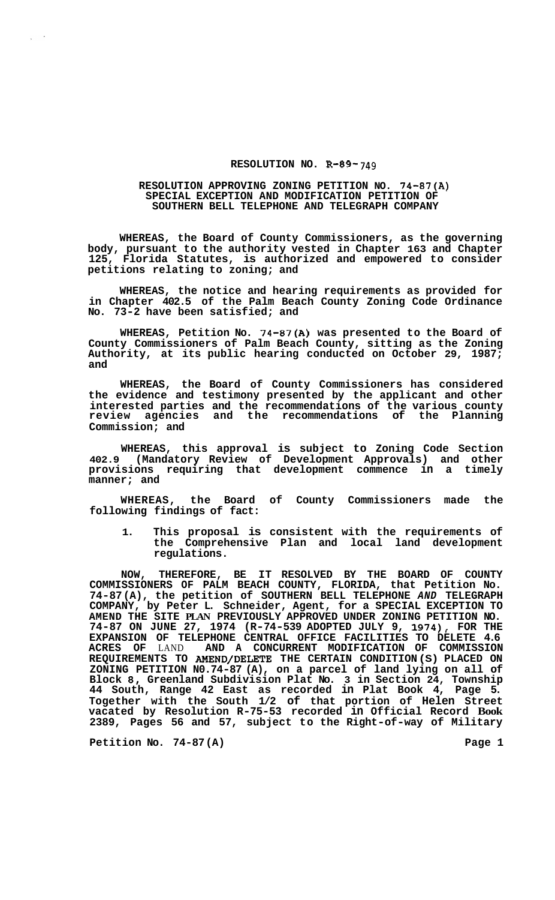# RESOLUTION NO. R-89-749

## RESOLUTION APPROVING ZONING PETITION NO. 74-87(A) SPECIAL EXCEPTION AND MODIFICATION PETITION OF SOUTHERN BELL TELEPHONE AND TELEGRAPH COMPANY

**WHEREAS, the Board of County Commissioners, as the governing body, pursuant to the authority vested in Chapter 163 and Chapter 125, Florida Statutes, is authorized and empowered to consider petitions relating to zoning; and**

**WHEREAS, the notice and hearing requirements as provided for in Chapter 402.5 of the Palm Beach County Zoning Code Ordinance No. 73-2 have been satisfied; and**

**WHEREAS, Petition No. 74-87(A) was presented to the Board of County Commissioners of Palm Beach County, sitting as the Zoning Authority, at its public hearing conducted on October 29, 1987; and**

**WHEREAS, the Board of County Commissioners has considered the evidence and testimony presented by the applicant and other interested parties and the recommendations of the various county review agencies and the recommendations of the Planning Commission; and**

**WHEREAS, this approval is subject to Zoning Code Section 402.9 (Mandatory Review of Development Approvals) and other provisions requiring that development commence in a timely manner; and**

**WHEREAS, the Board of County Commissioners made the following findings of fact:**

1. **This proposal is consistent with the requirements of the Comprehensive Plan and local land development regulations.**

**NOW, THEREFORE, BE IT RESOLVED BY THE BOARD OF COUNTY COMMISSIONERS OF PALM BEACH COUNTY, FLORIDA, that Petition No. 74-87(A), the petition of SOUTHERN BELL TELEPHONE *AND* TELEGRAPH COMPANY, by Peter L. Schneider, Agent, for a SPECIAL EXCEPTION TO AMEND THE SITE PLAN PREVIOUSLY APPROVED UNDER ZONING PETITION NO. 74-87 ON JUNE 27, 1974 (R-74-539 ADOPTED JULY 9, 1974), FOR THE EXPANSION OF TELEPHONE CENTRAL OFFICE FACILITIES TO DELETE 4.6 ACRES OF** LAND **AND A CONCURRENT MODIFICATION OF COMMISSION REQUIREMENTS TO AMEND/DELETE THE CERTAIN CONDITION(S) PLACED ON ZONING PETITION N0.74-87 (A), on a parcel of land lying on all of Block 8, Greenland Subdivision Plat No. 3 in Section 24, Township 44 South, Range 42 East as recorded in Plat Book 4, Page 5. Together with the South 1/2 of that portion of Helen Street vacated by Resolution R-75-53 recorded in Official Record Book 2389, Pages 56 and 57, subject to the Right-of-way of Military**

**Petition No. 74-87(A)**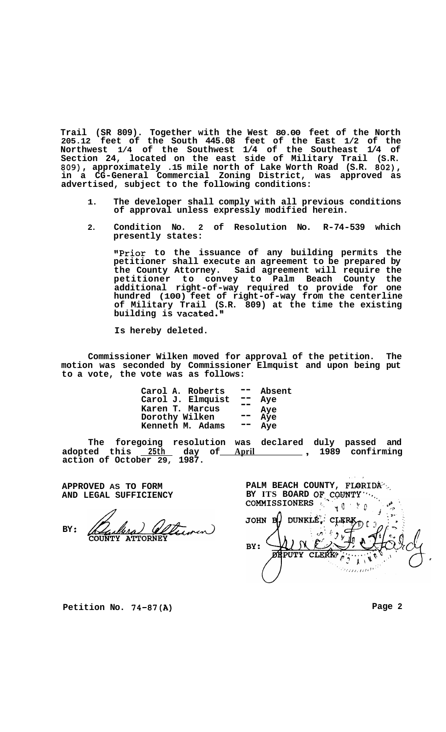**Trail (SR 809). Together with the West 80.00 feet of the North 205.12 feet of the South 445.08 feet of the East 1/2 of the Northwest 1/4 of the Southwest 1/4 of the Southeast 1/4 of Section 24, located on the east side of Military Trail (S.R. 809), approximately .15 mile north of Lake Worth Road (S.R. 802), in a CG-General Commercial Zoning District, was approved as advertised, subject to the following conditions:**

1. **The developer shall comply with all previous conditions of approval unless expressly modified herein.**

2. **Condition No. 2 of Resolution No. R-74-539 which presently states:**

   **"Prior to the issuance of any building permits the petitioner shall execute an agreement to be prepared by the County Attorney. Said agreement will require the petitioner to convey to Palm Beach County the additional right-of-way required to provide for one hundred (100) feet of right-of-way from the centerline of Military Trail (S.R. 809) at the time the existing building is vacated."**

   **Is hereby deleted.**

**Commissioner Wilken moved for approval of the petition. The motion was seconded by Commissioner Elmquist and upon being put to a vote, the vote was as follows:**

| | | |
|---|---|---|
| Carol A. Roberts | -- | Absent |
| Carol J. Elmquist | -- | Aye |
| Karen T. Marcus | -- | Aye |
| Dorothy Wilken | -- | Aye |
| Kenneth M. Adams | -- | Aye |

**The foregoing resolution was declared duly passed and adopted this 25th day of April, 1989 confirming action of October 29, 1987.**

**APPROVED AS TO FORM AND LEGAL SUFFICIENCY**

**BY:** [signature] **COUNTY ATTORNEY**

**PALM BEACH COUNTY, FLORIDA BY ITS BOARD OF COUNTY COMMISSIONERS**

**JOHN B. DUNKLE, CLERK**

**BY:** [signature] **DEPUTY CLERK**

**Petition No. 74-87(A)**